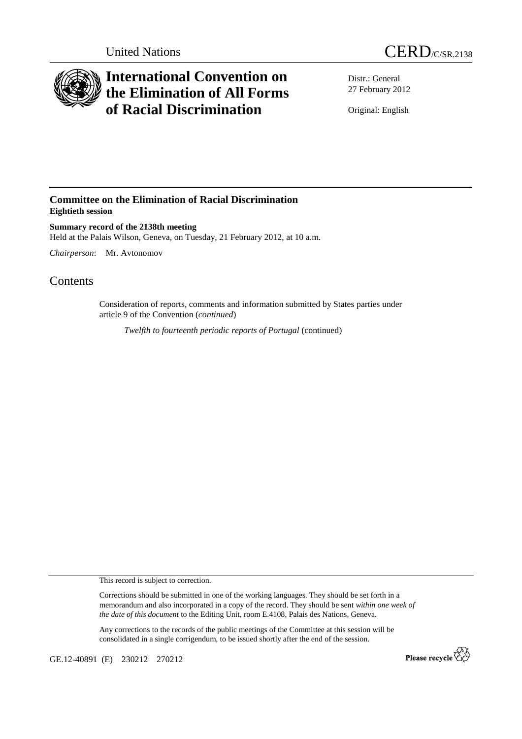United Nations

CERD/C/SR.2138

# International Convention on the Elimination of All Forms of Racial Discrimination

Distr.: General
27 February 2012

Original: English

## Committee on the Elimination of Racial Discrimination
**Eightieth session**

**Summary record of the 2138th meeting**
Held at the Palais Wilson, Geneva, on Tuesday, 21 February 2012, at 10 a.m.

*Chairperson*: Mr. Avtonomov

# Contents

Consideration of reports, comments and information submitted by States parties under article 9 of the Convention (*continued*)

*Twelfth to fourteenth periodic reports of Portugal* (continued)

This record is subject to correction.

Corrections should be submitted in one of the working languages. They should be set forth in a memorandum and also incorporated in a copy of the record. They should be sent *within one week of the date of this document* to the Editing Unit, room E.4108, Palais des Nations, Geneva.

Any corrections to the records of the public meetings of the Committee at this session will be consolidated in a single corrigendum, to be issued shortly after the end of the session.

GE.12-40891 (E) 230212 270212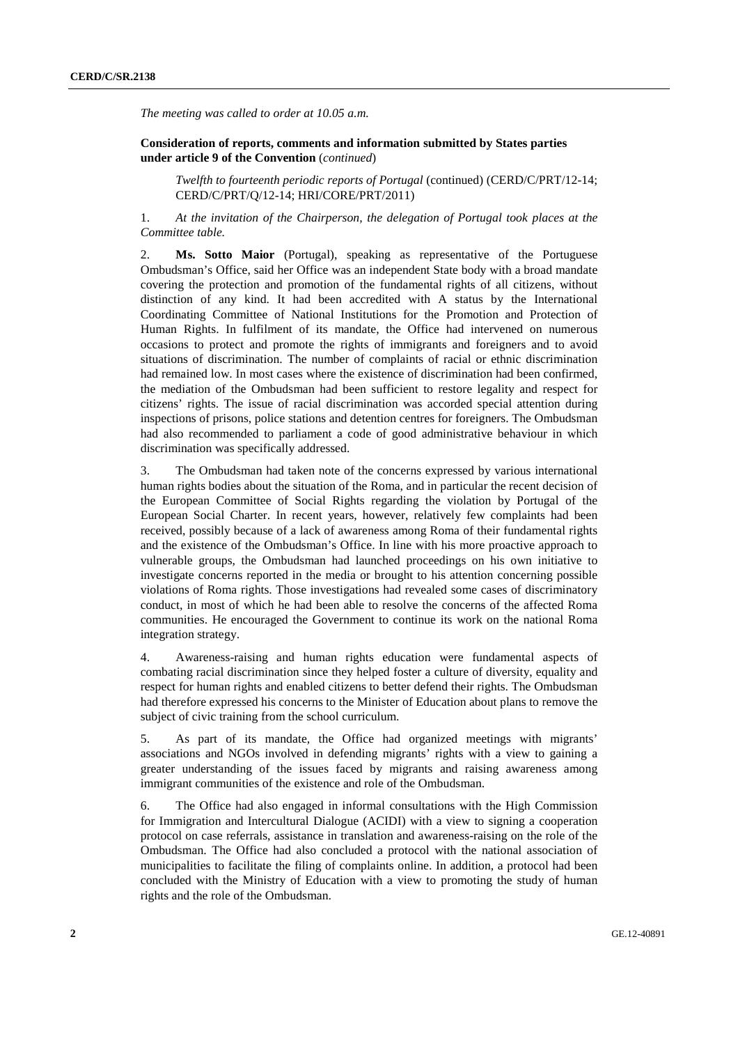*The meeting was called to order at 10.05 a.m.*

**Consideration of reports, comments and information submitted by States parties under article 9 of the Convention** (*continued*)

*Twelfth to fourteenth periodic reports of Portugal* (continued) (CERD/C/PRT/12-14; CERD/C/PRT/Q/12-14; HRI/CORE/PRT/2011)

1. *At the invitation of the Chairperson, the delegation of Portugal took places at the Committee table.*

2. **Ms. Sotto Maior** (Portugal), speaking as representative of the Portuguese Ombudsman's Office, said her Office was an independent State body with a broad mandate covering the protection and promotion of the fundamental rights of all citizens, without distinction of any kind. It had been accredited with A status by the International Coordinating Committee of National Institutions for the Promotion and Protection of Human Rights. In fulfilment of its mandate, the Office had intervened on numerous occasions to protect and promote the rights of immigrants and foreigners and to avoid situations of discrimination. The number of complaints of racial or ethnic discrimination had remained low. In most cases where the existence of discrimination had been confirmed, the mediation of the Ombudsman had been sufficient to restore legality and respect for citizens' rights. The issue of racial discrimination was accorded special attention during inspections of prisons, police stations and detention centres for foreigners. The Ombudsman had also recommended to parliament a code of good administrative behaviour in which discrimination was specifically addressed.

3. The Ombudsman had taken note of the concerns expressed by various international human rights bodies about the situation of the Roma, and in particular the recent decision of the European Committee of Social Rights regarding the violation by Portugal of the European Social Charter. In recent years, however, relatively few complaints had been received, possibly because of a lack of awareness among Roma of their fundamental rights and the existence of the Ombudsman's Office. In line with his more proactive approach to vulnerable groups, the Ombudsman had launched proceedings on his own initiative to investigate concerns reported in the media or brought to his attention concerning possible violations of Roma rights. Those investigations had revealed some cases of discriminatory conduct, in most of which he had been able to resolve the concerns of the affected Roma communities. He encouraged the Government to continue its work on the national Roma integration strategy.

4. Awareness-raising and human rights education were fundamental aspects of combating racial discrimination since they helped foster a culture of diversity, equality and respect for human rights and enabled citizens to better defend their rights. The Ombudsman had therefore expressed his concerns to the Minister of Education about plans to remove the subject of civic training from the school curriculum.

5. As part of its mandate, the Office had organized meetings with migrants' associations and NGOs involved in defending migrants' rights with a view to gaining a greater understanding of the issues faced by migrants and raising awareness among immigrant communities of the existence and role of the Ombudsman.

6. The Office had also engaged in informal consultations with the High Commission for Immigration and Intercultural Dialogue (ACIDI) with a view to signing a cooperation protocol on case referrals, assistance in translation and awareness-raising on the role of the Ombudsman. The Office had also concluded a protocol with the national association of municipalities to facilitate the filing of complaints online. In addition, a protocol had been concluded with the Ministry of Education with a view to promoting the study of human rights and the role of the Ombudsman.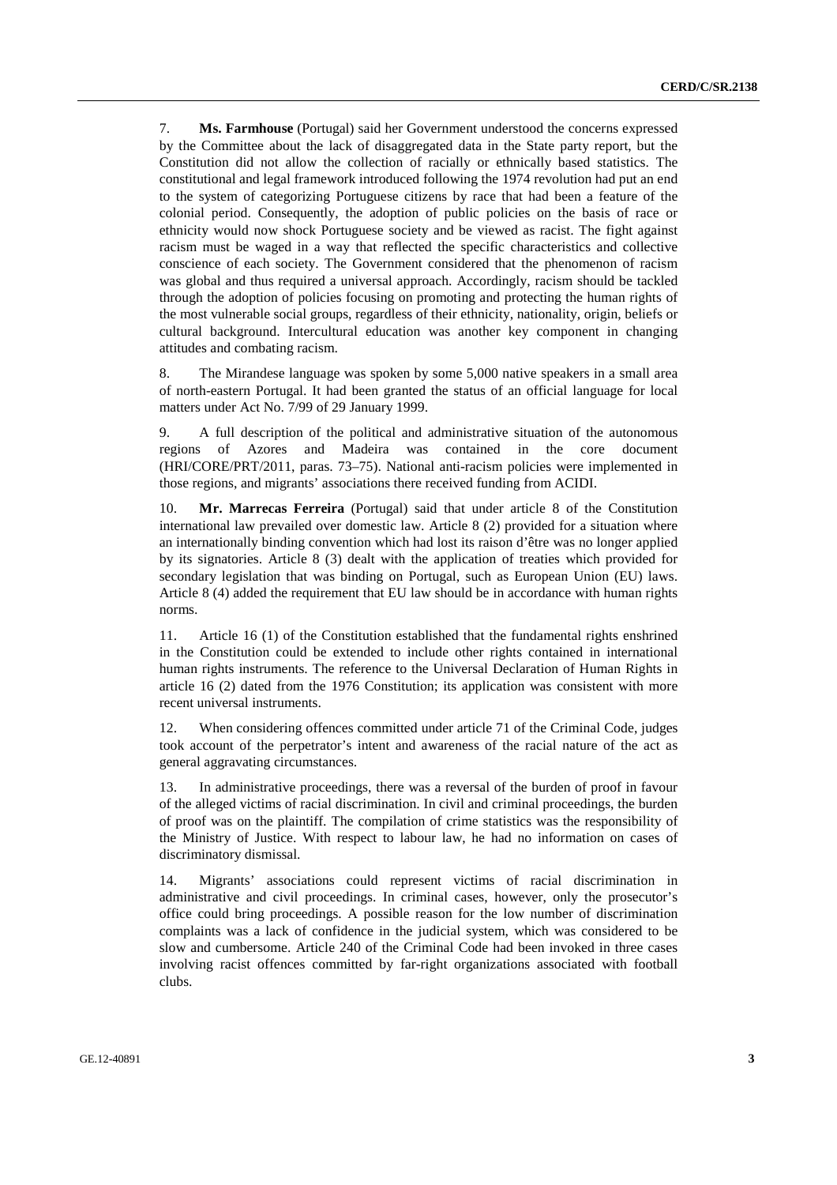7. **Ms. Farmhouse** (Portugal) said her Government understood the concerns expressed by the Committee about the lack of disaggregated data in the State party report, but the Constitution did not allow the collection of racially or ethnically based statistics. The constitutional and legal framework introduced following the 1974 revolution had put an end to the system of categorizing Portuguese citizens by race that had been a feature of the colonial period. Consequently, the adoption of public policies on the basis of race or ethnicity would now shock Portuguese society and be viewed as racist. The fight against racism must be waged in a way that reflected the specific characteristics and collective conscience of each society. The Government considered that the phenomenon of racism was global and thus required a universal approach. Accordingly, racism should be tackled through the adoption of policies focusing on promoting and protecting the human rights of the most vulnerable social groups, regardless of their ethnicity, nationality, origin, beliefs or cultural background. Intercultural education was another key component in changing attitudes and combating racism.

8. The Mirandese language was spoken by some 5,000 native speakers in a small area of north-eastern Portugal. It had been granted the status of an official language for local matters under Act No. 7/99 of 29 January 1999.

9. A full description of the political and administrative situation of the autonomous regions of Azores and Madeira was contained in the core document (HRI/CORE/PRT/2011, paras. 73–75). National anti-racism policies were implemented in those regions, and migrants' associations there received funding from ACIDI.

10. **Mr. Marrecas Ferreira** (Portugal) said that under article 8 of the Constitution international law prevailed over domestic law. Article 8 (2) provided for a situation where an internationally binding convention which had lost its raison d'être was no longer applied by its signatories. Article 8 (3) dealt with the application of treaties which provided for secondary legislation that was binding on Portugal, such as European Union (EU) laws. Article 8 (4) added the requirement that EU law should be in accordance with human rights norms.

11. Article 16 (1) of the Constitution established that the fundamental rights enshrined in the Constitution could be extended to include other rights contained in international human rights instruments. The reference to the Universal Declaration of Human Rights in article 16 (2) dated from the 1976 Constitution; its application was consistent with more recent universal instruments.

12. When considering offences committed under article 71 of the Criminal Code, judges took account of the perpetrator's intent and awareness of the racial nature of the act as general aggravating circumstances.

13. In administrative proceedings, there was a reversal of the burden of proof in favour of the alleged victims of racial discrimination. In civil and criminal proceedings, the burden of proof was on the plaintiff. The compilation of crime statistics was the responsibility of the Ministry of Justice. With respect to labour law, he had no information on cases of discriminatory dismissal.

14. Migrants' associations could represent victims of racial discrimination in administrative and civil proceedings. In criminal cases, however, only the prosecutor's office could bring proceedings. A possible reason for the low number of discrimination complaints was a lack of confidence in the judicial system, which was considered to be slow and cumbersome. Article 240 of the Criminal Code had been invoked in three cases involving racist offences committed by far-right organizations associated with football clubs.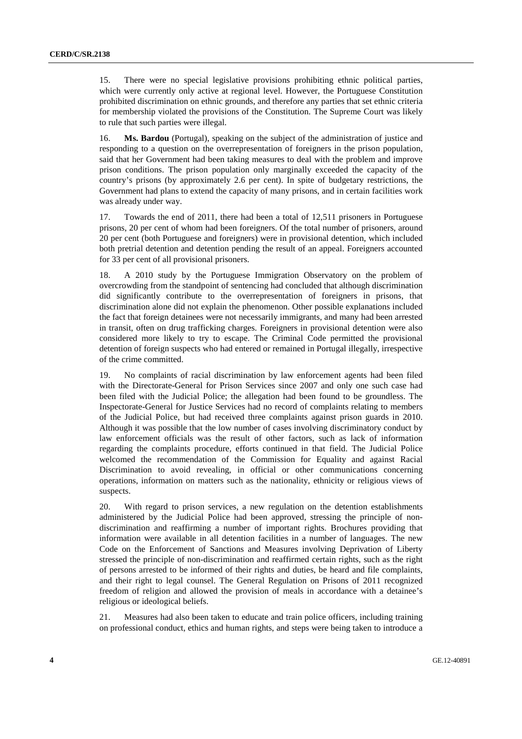15. There were no special legislative provisions prohibiting ethnic political parties, which were currently only active at regional level. However, the Portuguese Constitution prohibited discrimination on ethnic grounds, and therefore any parties that set ethnic criteria for membership violated the provisions of the Constitution. The Supreme Court was likely to rule that such parties were illegal.

16. **Ms. Bardou** (Portugal), speaking on the subject of the administration of justice and responding to a question on the overrepresentation of foreigners in the prison population, said that her Government had been taking measures to deal with the problem and improve prison conditions. The prison population only marginally exceeded the capacity of the country's prisons (by approximately 2.6 per cent). In spite of budgetary restrictions, the Government had plans to extend the capacity of many prisons, and in certain facilities work was already under way.

17. Towards the end of 2011, there had been a total of 12,511 prisoners in Portuguese prisons, 20 per cent of whom had been foreigners. Of the total number of prisoners, around 20 per cent (both Portuguese and foreigners) were in provisional detention, which included both pretrial detention and detention pending the result of an appeal. Foreigners accounted for 33 per cent of all provisional prisoners.

18. A 2010 study by the Portuguese Immigration Observatory on the problem of overcrowding from the standpoint of sentencing had concluded that although discrimination did significantly contribute to the overrepresentation of foreigners in prisons, that discrimination alone did not explain the phenomenon. Other possible explanations included the fact that foreign detainees were not necessarily immigrants, and many had been arrested in transit, often on drug trafficking charges. Foreigners in provisional detention were also considered more likely to try to escape. The Criminal Code permitted the provisional detention of foreign suspects who had entered or remained in Portugal illegally, irrespective of the crime committed.

19. No complaints of racial discrimination by law enforcement agents had been filed with the Directorate-General for Prison Services since 2007 and only one such case had been filed with the Judicial Police; the allegation had been found to be groundless. The Inspectorate-General for Justice Services had no record of complaints relating to members of the Judicial Police, but had received three complaints against prison guards in 2010. Although it was possible that the low number of cases involving discriminatory conduct by law enforcement officials was the result of other factors, such as lack of information regarding the complaints procedure, efforts continued in that field. The Judicial Police welcomed the recommendation of the Commission for Equality and against Racial Discrimination to avoid revealing, in official or other communications concerning operations, information on matters such as the nationality, ethnicity or religious views of suspects.

20. With regard to prison services, a new regulation on the detention establishments administered by the Judicial Police had been approved, stressing the principle of non-discrimination and reaffirming a number of important rights. Brochures providing that information were available in all detention facilities in a number of languages. The new Code on the Enforcement of Sanctions and Measures involving Deprivation of Liberty stressed the principle of non-discrimination and reaffirmed certain rights, such as the right of persons arrested to be informed of their rights and duties, be heard and file complaints, and their right to legal counsel. The General Regulation on Prisons of 2011 recognized freedom of religion and allowed the provision of meals in accordance with a detainee's religious or ideological beliefs.

21. Measures had also been taken to educate and train police officers, including training on professional conduct, ethics and human rights, and steps were being taken to introduce a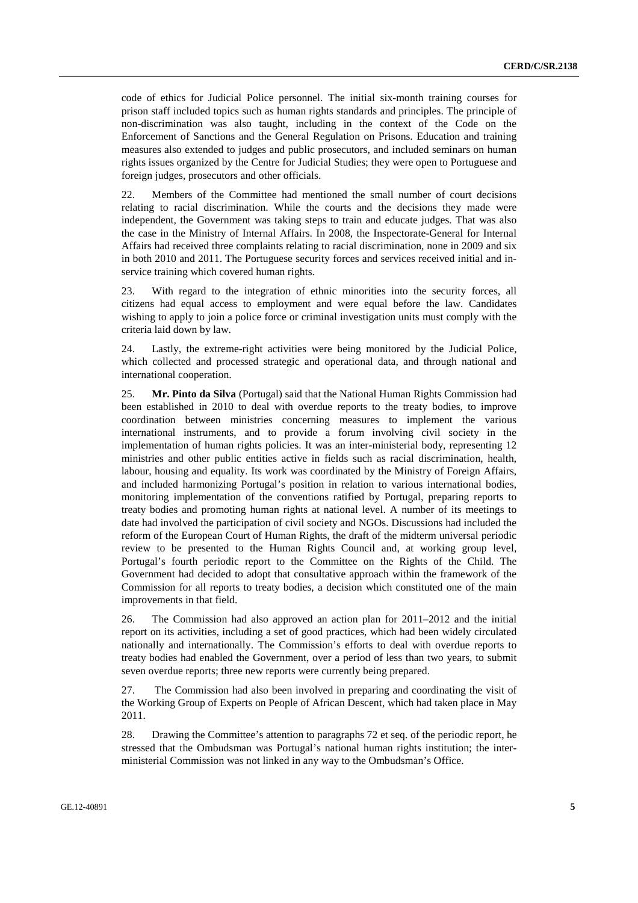code of ethics for Judicial Police personnel. The initial six-month training courses for prison staff included topics such as human rights standards and principles. The principle of non-discrimination was also taught, including in the context of the Code on the Enforcement of Sanctions and the General Regulation on Prisons. Education and training measures also extended to judges and public prosecutors, and included seminars on human rights issues organized by the Centre for Judicial Studies; they were open to Portuguese and foreign judges, prosecutors and other officials.

22. Members of the Committee had mentioned the small number of court decisions relating to racial discrimination. While the courts and the decisions they made were independent, the Government was taking steps to train and educate judges. That was also the case in the Ministry of Internal Affairs. In 2008, the Inspectorate-General for Internal Affairs had received three complaints relating to racial discrimination, none in 2009 and six in both 2010 and 2011. The Portuguese security forces and services received initial and in-service training which covered human rights.

23. With regard to the integration of ethnic minorities into the security forces, all citizens had equal access to employment and were equal before the law. Candidates wishing to apply to join a police force or criminal investigation units must comply with the criteria laid down by law.

24. Lastly, the extreme-right activities were being monitored by the Judicial Police, which collected and processed strategic and operational data, and through national and international cooperation.

25. **Mr. Pinto da Silva** (Portugal) said that the National Human Rights Commission had been established in 2010 to deal with overdue reports to the treaty bodies, to improve coordination between ministries concerning measures to implement the various international instruments, and to provide a forum involving civil society in the implementation of human rights policies. It was an inter-ministerial body, representing 12 ministries and other public entities active in fields such as racial discrimination, health, labour, housing and equality. Its work was coordinated by the Ministry of Foreign Affairs, and included harmonizing Portugal's position in relation to various international bodies, monitoring implementation of the conventions ratified by Portugal, preparing reports to treaty bodies and promoting human rights at national level. A number of its meetings to date had involved the participation of civil society and NGOs. Discussions had included the reform of the European Court of Human Rights, the draft of the midterm universal periodic review to be presented to the Human Rights Council and, at working group level, Portugal's fourth periodic report to the Committee on the Rights of the Child. The Government had decided to adopt that consultative approach within the framework of the Commission for all reports to treaty bodies, a decision which constituted one of the main improvements in that field.

26. The Commission had also approved an action plan for 2011–2012 and the initial report on its activities, including a set of good practices, which had been widely circulated nationally and internationally. The Commission's efforts to deal with overdue reports to treaty bodies had enabled the Government, over a period of less than two years, to submit seven overdue reports; three new reports were currently being prepared.

27. The Commission had also been involved in preparing and coordinating the visit of the Working Group of Experts on People of African Descent, which had taken place in May 2011.

28. Drawing the Committee's attention to paragraphs 72 et seq. of the periodic report, he stressed that the Ombudsman was Portugal's national human rights institution; the inter-ministerial Commission was not linked in any way to the Ombudsman's Office.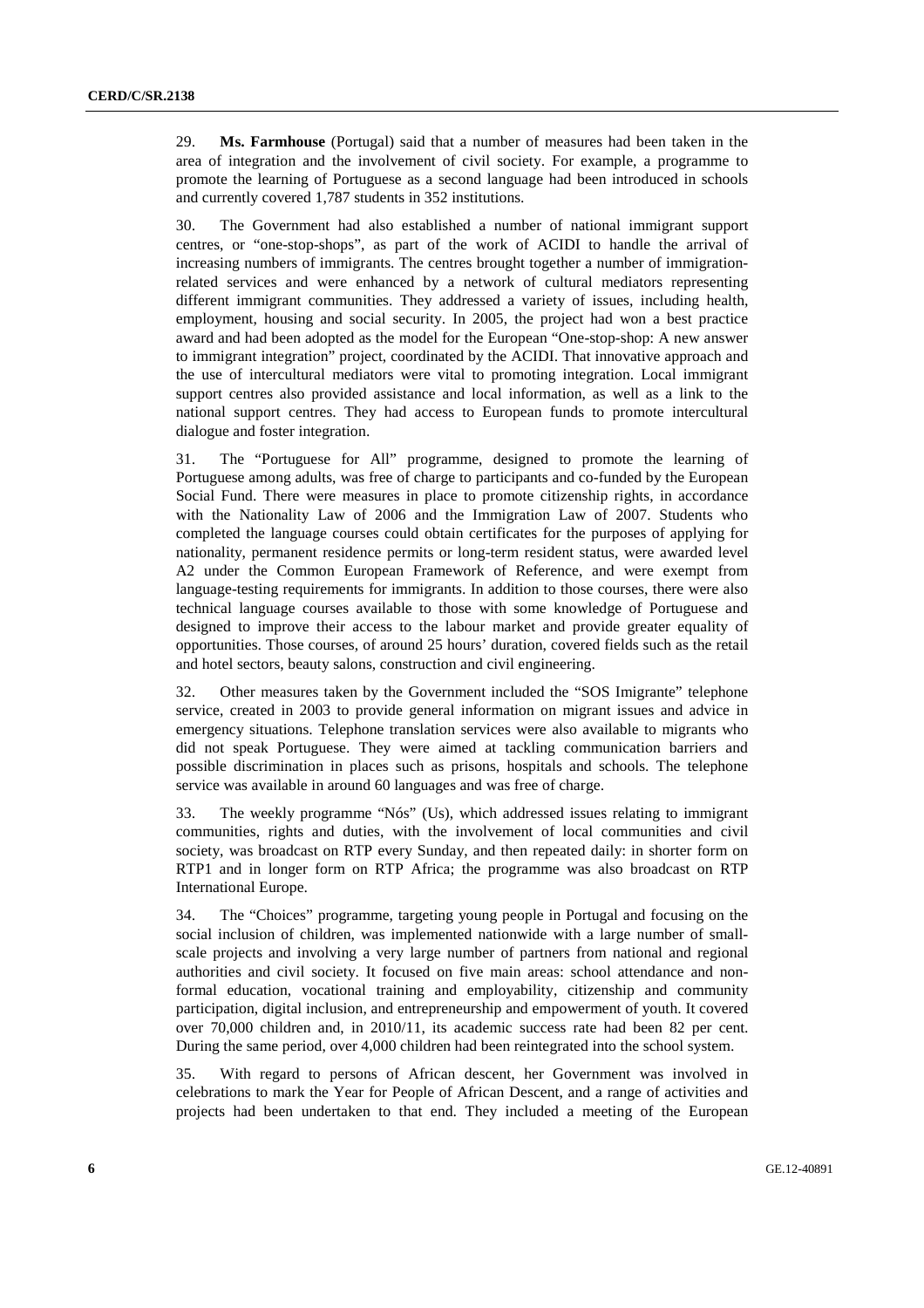29. **Ms. Farmhouse** (Portugal) said that a number of measures had been taken in the area of integration and the involvement of civil society. For example, a programme to promote the learning of Portuguese as a second language had been introduced in schools and currently covered 1,787 students in 352 institutions.

30. The Government had also established a number of national immigrant support centres, or "one-stop-shops", as part of the work of ACIDI to handle the arrival of increasing numbers of immigrants. The centres brought together a number of immigration-related services and were enhanced by a network of cultural mediators representing different immigrant communities. They addressed a variety of issues, including health, employment, housing and social security. In 2005, the project had won a best practice award and had been adopted as the model for the European "One-stop-shop: A new answer to immigrant integration" project, coordinated by the ACIDI. That innovative approach and the use of intercultural mediators were vital to promoting integration. Local immigrant support centres also provided assistance and local information, as well as a link to the national support centres. They had access to European funds to promote intercultural dialogue and foster integration.

31. The "Portuguese for All" programme, designed to promote the learning of Portuguese among adults, was free of charge to participants and co-funded by the European Social Fund. There were measures in place to promote citizenship rights, in accordance with the Nationality Law of 2006 and the Immigration Law of 2007. Students who completed the language courses could obtain certificates for the purposes of applying for nationality, permanent residence permits or long-term resident status, were awarded level A2 under the Common European Framework of Reference, and were exempt from language-testing requirements for immigrants. In addition to those courses, there were also technical language courses available to those with some knowledge of Portuguese and designed to improve their access to the labour market and provide greater equality of opportunities. Those courses, of around 25 hours' duration, covered fields such as the retail and hotel sectors, beauty salons, construction and civil engineering.

32. Other measures taken by the Government included the "SOS Imigrante" telephone service, created in 2003 to provide general information on migrant issues and advice in emergency situations. Telephone translation services were also available to migrants who did not speak Portuguese. They were aimed at tackling communication barriers and possible discrimination in places such as prisons, hospitals and schools. The telephone service was available in around 60 languages and was free of charge.

33. The weekly programme "Nós" (Us), which addressed issues relating to immigrant communities, rights and duties, with the involvement of local communities and civil society, was broadcast on RTP every Sunday, and then repeated daily: in shorter form on RTP1 and in longer form on RTP Africa; the programme was also broadcast on RTP International Europe.

34. The "Choices" programme, targeting young people in Portugal and focusing on the social inclusion of children, was implemented nationwide with a large number of small-scale projects and involving a very large number of partners from national and regional authorities and civil society. It focused on five main areas: school attendance and non-formal education, vocational training and employability, citizenship and community participation, digital inclusion, and entrepreneurship and empowerment of youth. It covered over 70,000 children and, in 2010/11, its academic success rate had been 82 per cent. During the same period, over 4,000 children had been reintegrated into the school system.

35. With regard to persons of African descent, her Government was involved in celebrations to mark the Year for People of African Descent, and a range of activities and projects had been undertaken to that end. They included a meeting of the European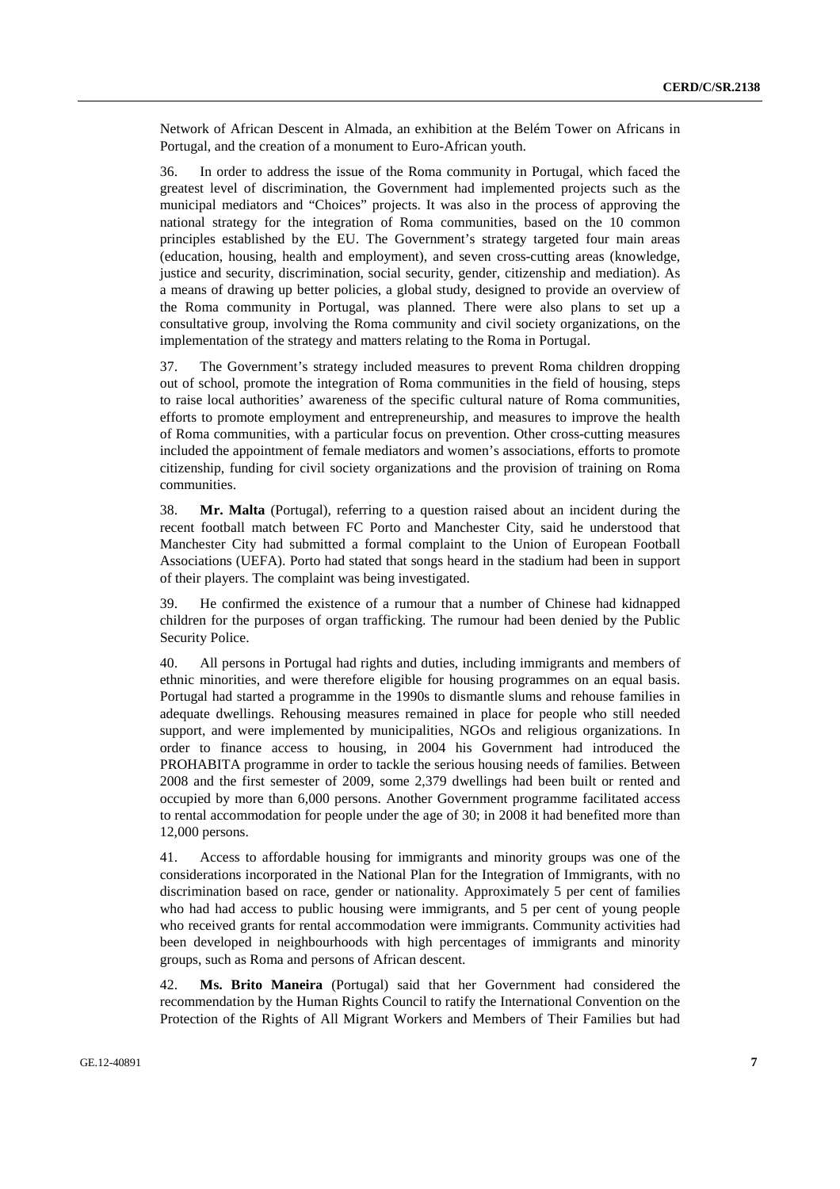Network of African Descent in Almada, an exhibition at the Belém Tower on Africans in Portugal, and the creation of a monument to Euro-African youth.

36. In order to address the issue of the Roma community in Portugal, which faced the greatest level of discrimination, the Government had implemented projects such as the municipal mediators and "Choices" projects. It was also in the process of approving the national strategy for the integration of Roma communities, based on the 10 common principles established by the EU. The Government's strategy targeted four main areas (education, housing, health and employment), and seven cross-cutting areas (knowledge, justice and security, discrimination, social security, gender, citizenship and mediation). As a means of drawing up better policies, a global study, designed to provide an overview of the Roma community in Portugal, was planned. There were also plans to set up a consultative group, involving the Roma community and civil society organizations, on the implementation of the strategy and matters relating to the Roma in Portugal.

37. The Government's strategy included measures to prevent Roma children dropping out of school, promote the integration of Roma communities in the field of housing, steps to raise local authorities' awareness of the specific cultural nature of Roma communities, efforts to promote employment and entrepreneurship, and measures to improve the health of Roma communities, with a particular focus on prevention. Other cross-cutting measures included the appointment of female mediators and women's associations, efforts to promote citizenship, funding for civil society organizations and the provision of training on Roma communities.

38. **Mr. Malta** (Portugal), referring to a question raised about an incident during the recent football match between FC Porto and Manchester City, said he understood that Manchester City had submitted a formal complaint to the Union of European Football Associations (UEFA). Porto had stated that songs heard in the stadium had been in support of their players. The complaint was being investigated.

39. He confirmed the existence of a rumour that a number of Chinese had kidnapped children for the purposes of organ trafficking. The rumour had been denied by the Public Security Police.

40. All persons in Portugal had rights and duties, including immigrants and members of ethnic minorities, and were therefore eligible for housing programmes on an equal basis. Portugal had started a programme in the 1990s to dismantle slums and rehouse families in adequate dwellings. Rehousing measures remained in place for people who still needed support, and were implemented by municipalities, NGOs and religious organizations. In order to finance access to housing, in 2004 his Government had introduced the PROHABITA programme in order to tackle the serious housing needs of families. Between 2008 and the first semester of 2009, some 2,379 dwellings had been built or rented and occupied by more than 6,000 persons. Another Government programme facilitated access to rental accommodation for people under the age of 30; in 2008 it had benefited more than 12,000 persons.

41. Access to affordable housing for immigrants and minority groups was one of the considerations incorporated in the National Plan for the Integration of Immigrants, with no discrimination based on race, gender or nationality. Approximately 5 per cent of families who had had access to public housing were immigrants, and 5 per cent of young people who received grants for rental accommodation were immigrants. Community activities had been developed in neighbourhoods with high percentages of immigrants and minority groups, such as Roma and persons of African descent.

42. **Ms. Brito Maneira** (Portugal) said that her Government had considered the recommendation by the Human Rights Council to ratify the International Convention on the Protection of the Rights of All Migrant Workers and Members of Their Families but had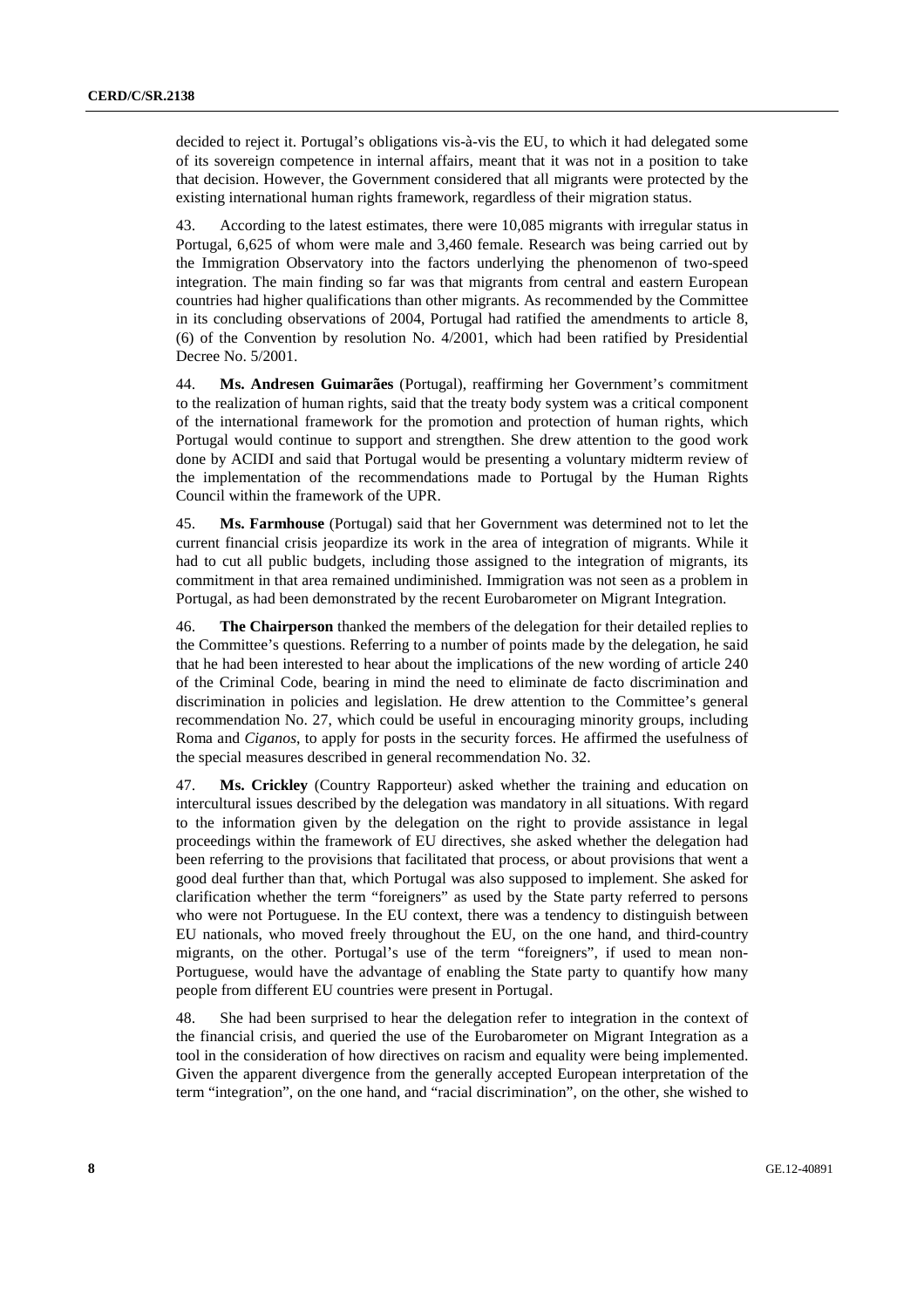decided to reject it. Portugal's obligations vis-à-vis the EU, to which it had delegated some of its sovereign competence in internal affairs, meant that it was not in a position to take that decision. However, the Government considered that all migrants were protected by the existing international human rights framework, regardless of their migration status.

43. According to the latest estimates, there were 10,085 migrants with irregular status in Portugal, 6,625 of whom were male and 3,460 female. Research was being carried out by the Immigration Observatory into the factors underlying the phenomenon of two-speed integration. The main finding so far was that migrants from central and eastern European countries had higher qualifications than other migrants. As recommended by the Committee in its concluding observations of 2004, Portugal had ratified the amendments to article 8, (6) of the Convention by resolution No. 4/2001, which had been ratified by Presidential Decree No. 5/2001.

44. **Ms. Andresen Guimarães** (Portugal), reaffirming her Government's commitment to the realization of human rights, said that the treaty body system was a critical component of the international framework for the promotion and protection of human rights, which Portugal would continue to support and strengthen. She drew attention to the good work done by ACIDI and said that Portugal would be presenting a voluntary midterm review of the implementation of the recommendations made to Portugal by the Human Rights Council within the framework of the UPR.

45. **Ms. Farmhouse** (Portugal) said that her Government was determined not to let the current financial crisis jeopardize its work in the area of integration of migrants. While it had to cut all public budgets, including those assigned to the integration of migrants, its commitment in that area remained undiminished. Immigration was not seen as a problem in Portugal, as had been demonstrated by the recent Eurobarometer on Migrant Integration.

46. **The Chairperson** thanked the members of the delegation for their detailed replies to the Committee's questions. Referring to a number of points made by the delegation, he said that he had been interested to hear about the implications of the new wording of article 240 of the Criminal Code, bearing in mind the need to eliminate de facto discrimination and discrimination in policies and legislation. He drew attention to the Committee's general recommendation No. 27, which could be useful in encouraging minority groups, including Roma and *Ciganos*, to apply for posts in the security forces. He affirmed the usefulness of the special measures described in general recommendation No. 32.

47. **Ms. Crickley** (Country Rapporteur) asked whether the training and education on intercultural issues described by the delegation was mandatory in all situations. With regard to the information given by the delegation on the right to provide assistance in legal proceedings within the framework of EU directives, she asked whether the delegation had been referring to the provisions that facilitated that process, or about provisions that went a good deal further than that, which Portugal was also supposed to implement. She asked for clarification whether the term "foreigners" as used by the State party referred to persons who were not Portuguese. In the EU context, there was a tendency to distinguish between EU nationals, who moved freely throughout the EU, on the one hand, and third-country migrants, on the other. Portugal's use of the term "foreigners", if used to mean non-Portuguese, would have the advantage of enabling the State party to quantify how many people from different EU countries were present in Portugal.

48. She had been surprised to hear the delegation refer to integration in the context of the financial crisis, and queried the use of the Eurobarometer on Migrant Integration as a tool in the consideration of how directives on racism and equality were being implemented. Given the apparent divergence from the generally accepted European interpretation of the term "integration", on the one hand, and "racial discrimination", on the other, she wished to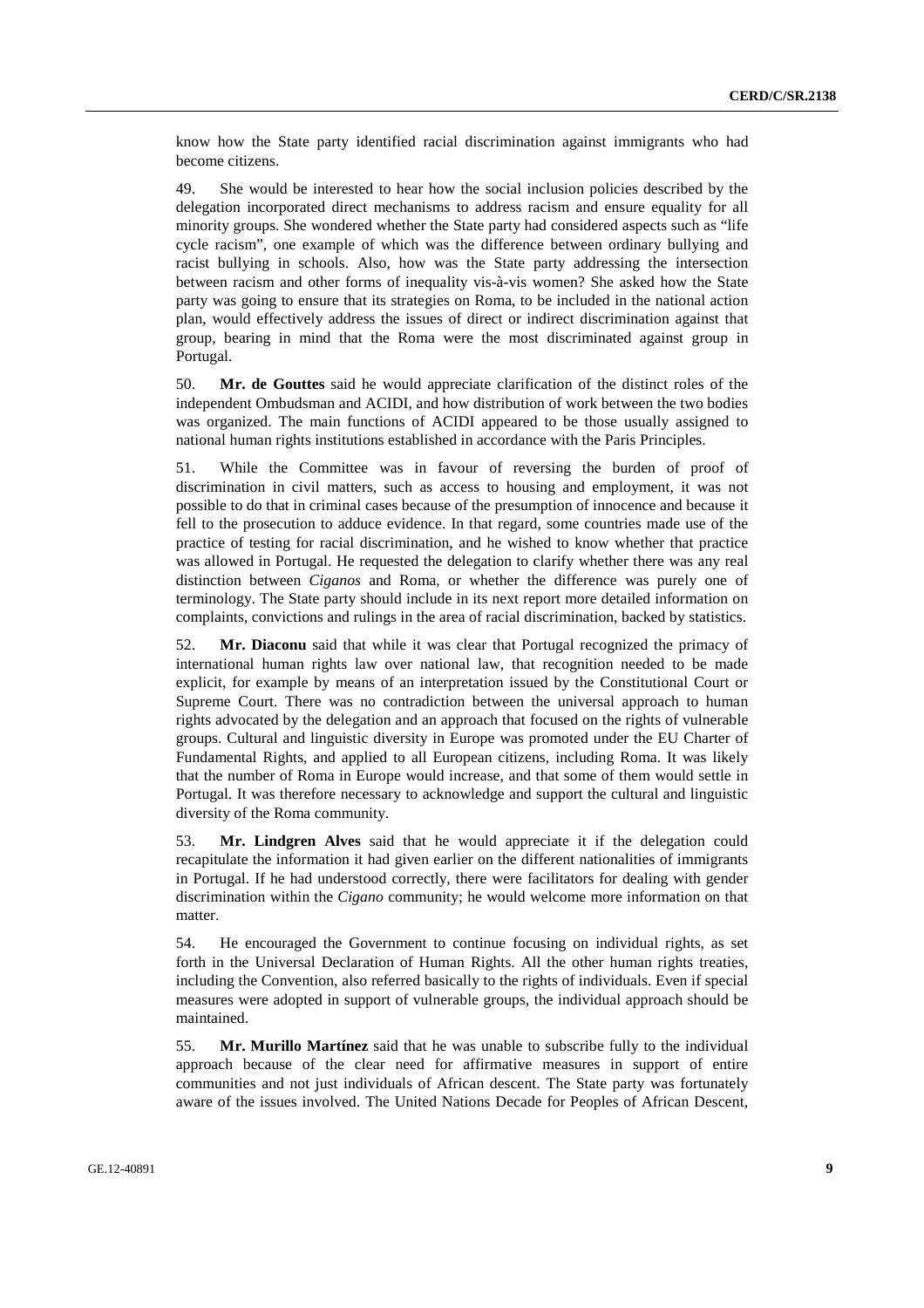know how the State party identified racial discrimination against immigrants who had become citizens.

49. She would be interested to hear how the social inclusion policies described by the delegation incorporated direct mechanisms to address racism and ensure equality for all minority groups. She wondered whether the State party had considered aspects such as "life cycle racism", one example of which was the difference between ordinary bullying and racist bullying in schools. Also, how was the State party addressing the intersection between racism and other forms of inequality vis-à-vis women? She asked how the State party was going to ensure that its strategies on Roma, to be included in the national action plan, would effectively address the issues of direct or indirect discrimination against that group, bearing in mind that the Roma were the most discriminated against group in Portugal.

50. **Mr. de Gouttes** said he would appreciate clarification of the distinct roles of the independent Ombudsman and ACIDI, and how distribution of work between the two bodies was organized. The main functions of ACIDI appeared to be those usually assigned to national human rights institutions established in accordance with the Paris Principles.

51. While the Committee was in favour of reversing the burden of proof of discrimination in civil matters, such as access to housing and employment, it was not possible to do that in criminal cases because of the presumption of innocence and because it fell to the prosecution to adduce evidence. In that regard, some countries made use of the practice of testing for racial discrimination, and he wished to know whether that practice was allowed in Portugal. He requested the delegation to clarify whether there was any real distinction between *Ciganos* and Roma, or whether the difference was purely one of terminology. The State party should include in its next report more detailed information on complaints, convictions and rulings in the area of racial discrimination, backed by statistics.

52. **Mr. Diaconu** said that while it was clear that Portugal recognized the primacy of international human rights law over national law, that recognition needed to be made explicit, for example by means of an interpretation issued by the Constitutional Court or Supreme Court. There was no contradiction between the universal approach to human rights advocated by the delegation and an approach that focused on the rights of vulnerable groups. Cultural and linguistic diversity in Europe was promoted under the EU Charter of Fundamental Rights, and applied to all European citizens, including Roma. It was likely that the number of Roma in Europe would increase, and that some of them would settle in Portugal. It was therefore necessary to acknowledge and support the cultural and linguistic diversity of the Roma community.

53. **Mr. Lindgren Alves** said that he would appreciate it if the delegation could recapitulate the information it had given earlier on the different nationalities of immigrants in Portugal. If he had understood correctly, there were facilitators for dealing with gender discrimination within the *Cigano* community; he would welcome more information on that matter.

54. He encouraged the Government to continue focusing on individual rights, as set forth in the Universal Declaration of Human Rights. All the other human rights treaties, including the Convention, also referred basically to the rights of individuals. Even if special measures were adopted in support of vulnerable groups, the individual approach should be maintained.

55. **Mr. Murillo Martínez** said that he was unable to subscribe fully to the individual approach because of the clear need for affirmative measures in support of entire communities and not just individuals of African descent. The State party was fortunately aware of the issues involved. The United Nations Decade for Peoples of African Descent,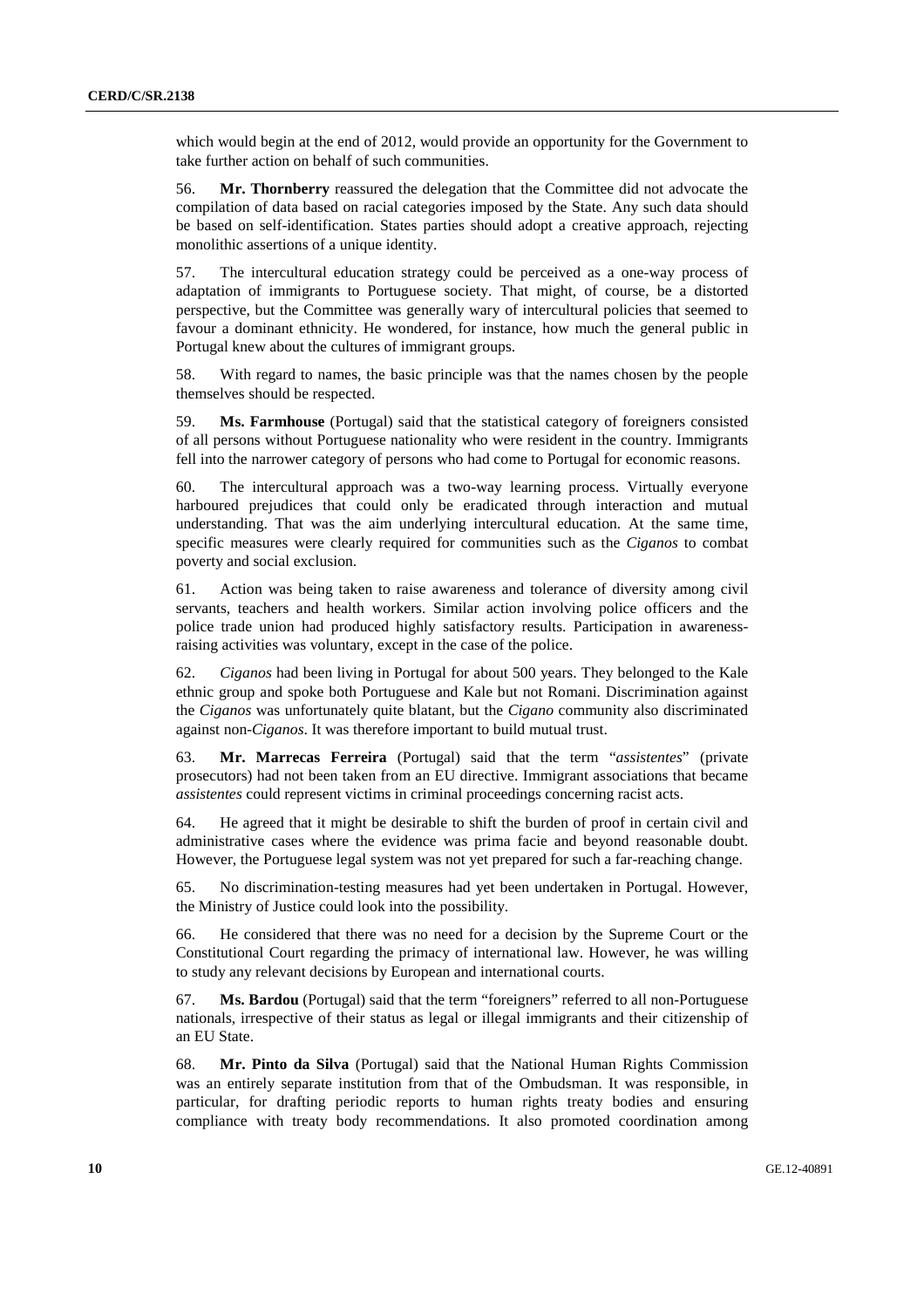which would begin at the end of 2012, would provide an opportunity for the Government to take further action on behalf of such communities.

56. **Mr. Thornberry** reassured the delegation that the Committee did not advocate the compilation of data based on racial categories imposed by the State. Any such data should be based on self-identification. States parties should adopt a creative approach, rejecting monolithic assertions of a unique identity.

57. The intercultural education strategy could be perceived as a one-way process of adaptation of immigrants to Portuguese society. That might, of course, be a distorted perspective, but the Committee was generally wary of intercultural policies that seemed to favour a dominant ethnicity. He wondered, for instance, how much the general public in Portugal knew about the cultures of immigrant groups.

58. With regard to names, the basic principle was that the names chosen by the people themselves should be respected.

59. **Ms. Farmhouse** (Portugal) said that the statistical category of foreigners consisted of all persons without Portuguese nationality who were resident in the country. Immigrants fell into the narrower category of persons who had come to Portugal for economic reasons.

60. The intercultural approach was a two-way learning process. Virtually everyone harboured prejudices that could only be eradicated through interaction and mutual understanding. That was the aim underlying intercultural education. At the same time, specific measures were clearly required for communities such as the *Ciganos* to combat poverty and social exclusion.

61. Action was being taken to raise awareness and tolerance of diversity among civil servants, teachers and health workers. Similar action involving police officers and the police trade union had produced highly satisfactory results. Participation in awareness-raising activities was voluntary, except in the case of the police.

62. *Ciganos* had been living in Portugal for about 500 years. They belonged to the Kale ethnic group and spoke both Portuguese and Kale but not Romani. Discrimination against the *Ciganos* was unfortunately quite blatant, but the *Cigano* community also discriminated against non-*Ciganos*. It was therefore important to build mutual trust.

63. **Mr. Marrecas Ferreira** (Portugal) said that the term "*assistentes*" (private prosecutors) had not been taken from an EU directive. Immigrant associations that became *assistentes* could represent victims in criminal proceedings concerning racist acts.

64. He agreed that it might be desirable to shift the burden of proof in certain civil and administrative cases where the evidence was prima facie and beyond reasonable doubt. However, the Portuguese legal system was not yet prepared for such a far-reaching change.

65. No discrimination-testing measures had yet been undertaken in Portugal. However, the Ministry of Justice could look into the possibility.

66. He considered that there was no need for a decision by the Supreme Court or the Constitutional Court regarding the primacy of international law. However, he was willing to study any relevant decisions by European and international courts.

67. **Ms. Bardou** (Portugal) said that the term "foreigners" referred to all non-Portuguese nationals, irrespective of their status as legal or illegal immigrants and their citizenship of an EU State.

68. **Mr. Pinto da Silva** (Portugal) said that the National Human Rights Commission was an entirely separate institution from that of the Ombudsman. It was responsible, in particular, for drafting periodic reports to human rights treaty bodies and ensuring compliance with treaty body recommendations. It also promoted coordination among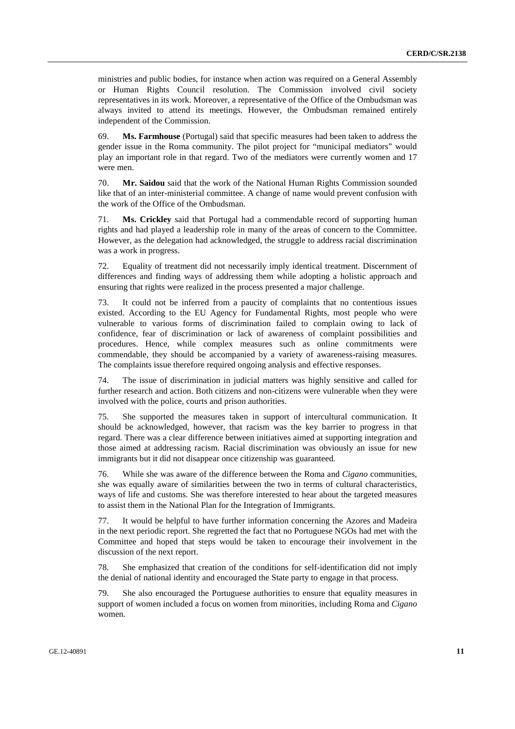ministries and public bodies, for instance when action was required on a General Assembly or Human Rights Council resolution. The Commission involved civil society representatives in its work. Moreover, a representative of the Office of the Ombudsman was always invited to attend its meetings. However, the Ombudsman remained entirely independent of the Commission.

69. **Ms. Farmhouse** (Portugal) said that specific measures had been taken to address the gender issue in the Roma community. The pilot project for "municipal mediators" would play an important role in that regard. Two of the mediators were currently women and 17 were men.

70. **Mr. Saidou** said that the work of the National Human Rights Commission sounded like that of an inter-ministerial committee. A change of name would prevent confusion with the work of the Office of the Ombudsman.

71. **Ms. Crickley** said that Portugal had a commendable record of supporting human rights and had played a leadership role in many of the areas of concern to the Committee. However, as the delegation had acknowledged, the struggle to address racial discrimination was a work in progress.

72. Equality of treatment did not necessarily imply identical treatment. Discernment of differences and finding ways of addressing them while adopting a holistic approach and ensuring that rights were realized in the process presented a major challenge.

73. It could not be inferred from a paucity of complaints that no contentious issues existed. According to the EU Agency for Fundamental Rights, most people who were vulnerable to various forms of discrimination failed to complain owing to lack of confidence, fear of discrimination or lack of awareness of complaint possibilities and procedures. Hence, while complex measures such as online commitments were commendable, they should be accompanied by a variety of awareness-raising measures. The complaints issue therefore required ongoing analysis and effective responses.

74. The issue of discrimination in judicial matters was highly sensitive and called for further research and action. Both citizens and non-citizens were vulnerable when they were involved with the police, courts and prison authorities.

75. She supported the measures taken in support of intercultural communication. It should be acknowledged, however, that racism was the key barrier to progress in that regard. There was a clear difference between initiatives aimed at supporting integration and those aimed at addressing racism. Racial discrimination was obviously an issue for new immigrants but it did not disappear once citizenship was guaranteed.

76. While she was aware of the difference between the Roma and *Cigano* communities, she was equally aware of similarities between the two in terms of cultural characteristics, ways of life and customs. She was therefore interested to hear about the targeted measures to assist them in the National Plan for the Integration of Immigrants.

77. It would be helpful to have further information concerning the Azores and Madeira in the next periodic report. She regretted the fact that no Portuguese NGOs had met with the Committee and hoped that steps would be taken to encourage their involvement in the discussion of the next report.

78. She emphasized that creation of the conditions for self-identification did not imply the denial of national identity and encouraged the State party to engage in that process.

79. She also encouraged the Portuguese authorities to ensure that equality measures in support of women included a focus on women from minorities, including Roma and *Cigano* women.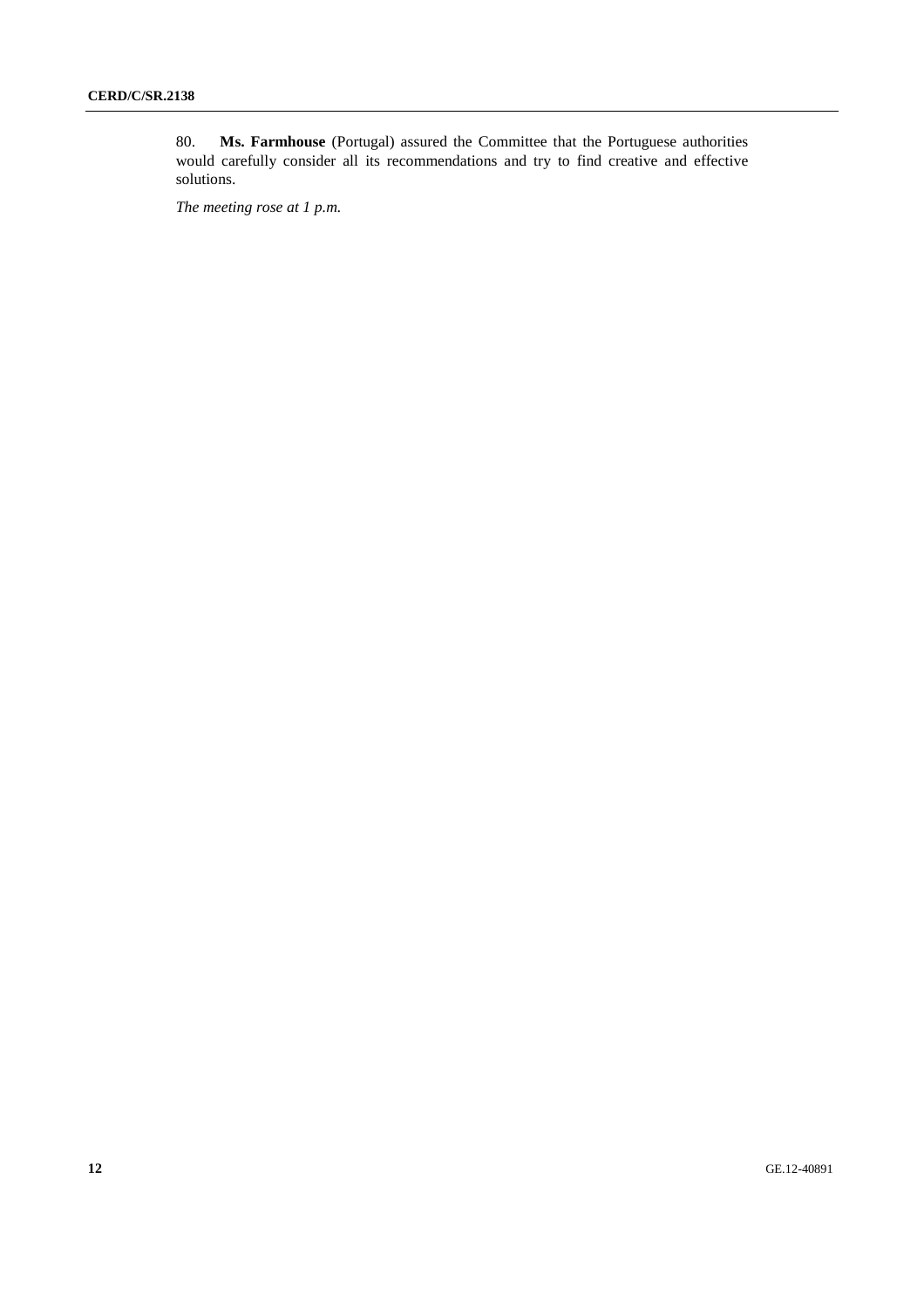80. **Ms. Farmhouse** (Portugal) assured the Committee that the Portuguese authorities would carefully consider all its recommendations and try to find creative and effective solutions.

*The meeting rose at 1 p.m.*